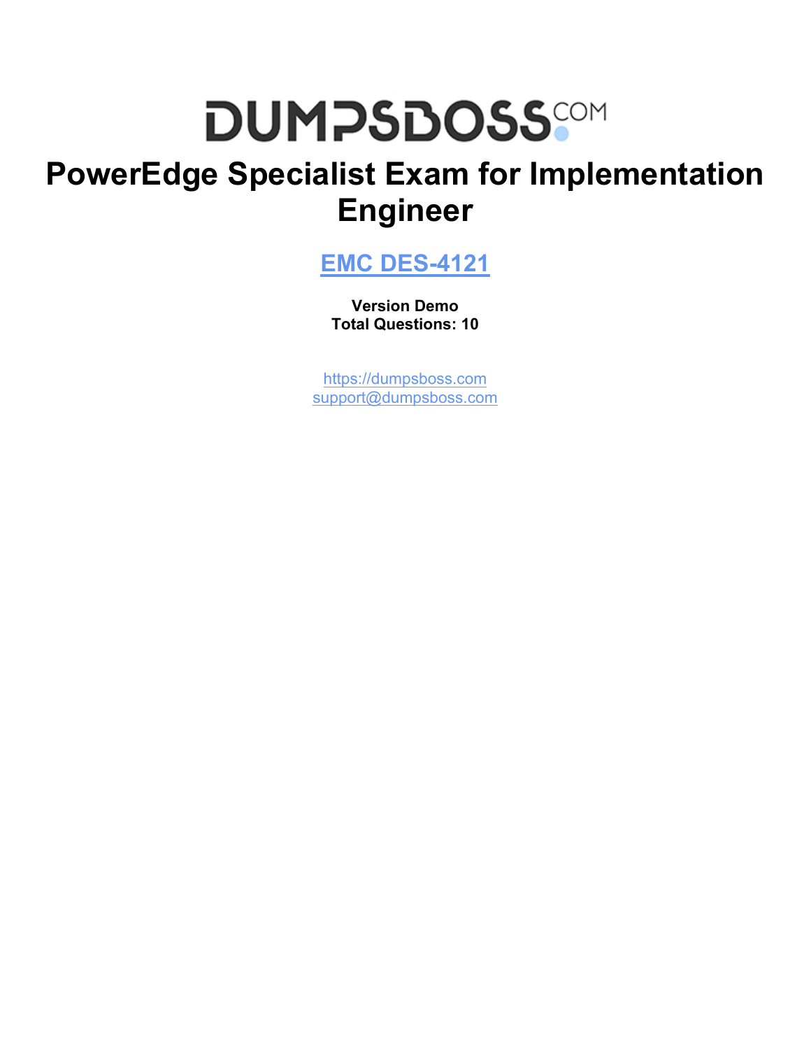# DUMPSBOSS.COM

# PowerEdge Specialist Exam for Implementation Engineer

## EMC DES-4121

**Version Demo**
**Total Questions: 10**

https://dumpsboss.com
support@dumpsboss.com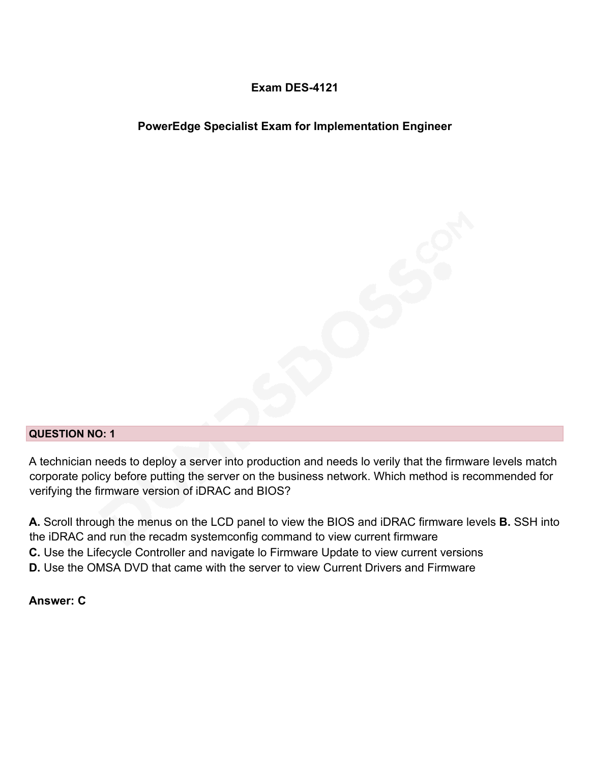**Exam DES-4121**

**PowerEdge Specialist Exam for Implementation Engineer**

**QUESTION NO: 1**

A technician needs to deploy a server into production and needs lo verily that the firmware levels match corporate policy before putting the server on the business network. Which method is recommended for verifying the firmware version of iDRAC and BIOS?

**A.** Scroll through the menus on the LCD panel to view the BIOS and iDRAC firmware levels **B.** SSH into the iDRAC and run the recadm systemconfig command to view current firmware
**C.** Use the Lifecycle Controller and navigate lo Firmware Update to view current versions
**D.** Use the OMSA DVD that came with the server to view Current Drivers and Firmware

**Answer: C**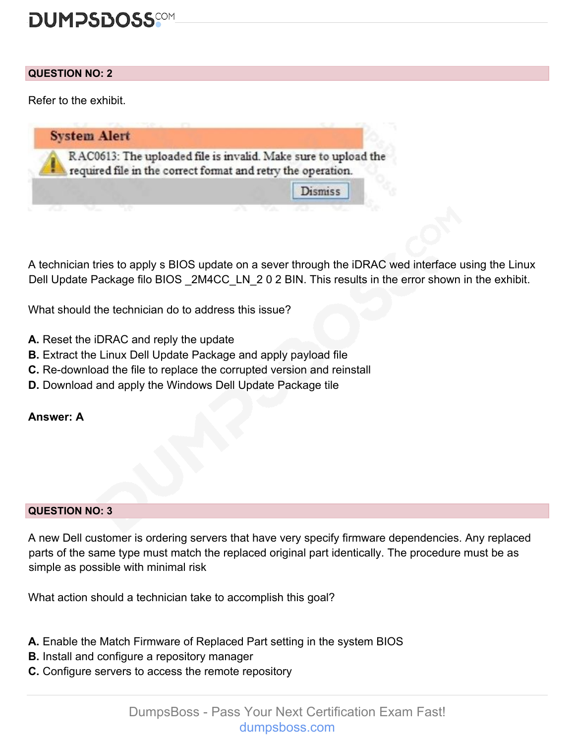**QUESTION NO: 2**

Refer to the exhibit.

System Alert

RAC0613: The uploaded file is invalid. Make sure to upload the required file in the correct format and retry the operation.

Dismiss

A technician tries to apply s BIOS update on a sever through the iDRAC wed interface using the Linux Dell Update Package filo BIOS _2M4CC_LN_2 0 2 BIN. This results in the error shown in the exhibit.

What should the technician do to address this issue?

**A.** Reset the iDRAC and reply the update
**B.** Extract the Linux Dell Update Package and apply payload file
**C.** Re-download the file to replace the corrupted version and reinstall
**D.** Download and apply the Windows Dell Update Package tile

**Answer: A**

**QUESTION NO: 3**

A new Dell customer is ordering servers that have very specify firmware dependencies. Any replaced parts of the same type must match the replaced original part identically. The procedure must be as simple as possible with minimal risk

What action should a technician take to accomplish this goal?

**A.** Enable the Match Firmware of Replaced Part setting in the system BIOS
**B.** Install and configure a repository manager
**C.** Configure servers to access the remote repository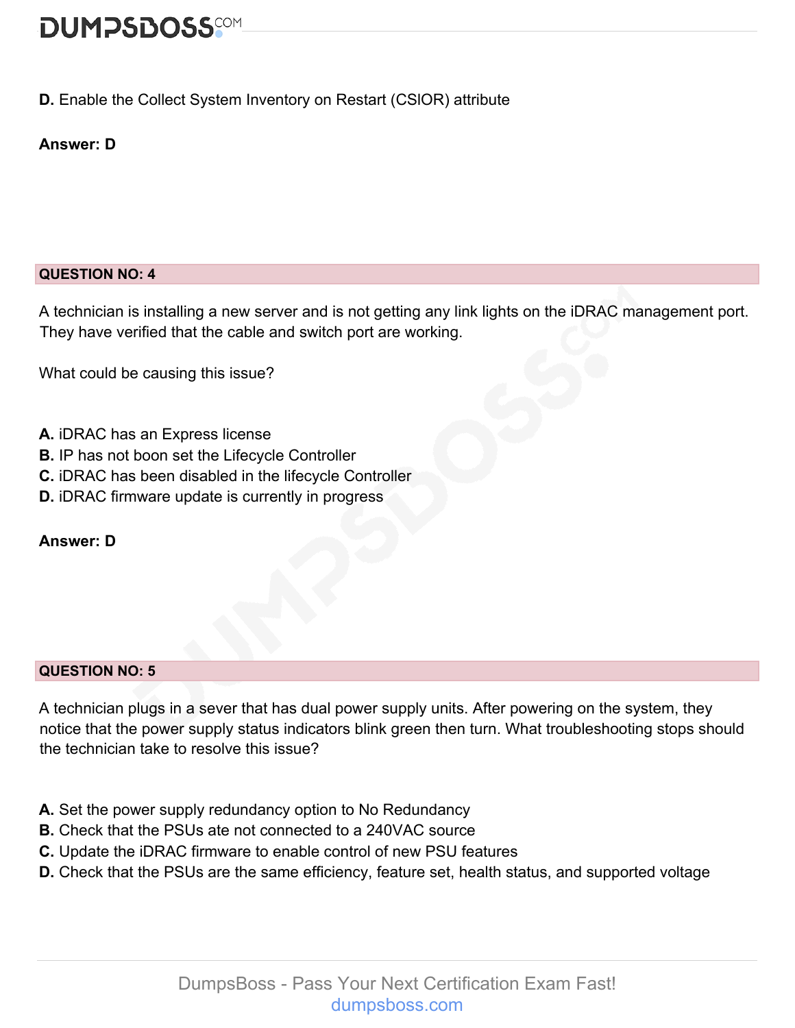**D.** Enable the Collect System Inventory on Restart (CSIOR) attribute

**Answer: D**

## QUESTION NO: 4

A technician is installing a new server and is not getting any link lights on the iDRAC management port. They have verified that the cable and switch port are working.

What could be causing this issue?

**A.** iDRAC has an Express license
**B.** IP has not boon set the Lifecycle Controller
**C.** iDRAC has been disabled in the lifecycle Controller
**D.** iDRAC firmware update is currently in progress

**Answer: D**

## QUESTION NO: 5

A technician plugs in a sever that has dual power supply units. After powering on the system, they notice that the power supply status indicators blink green then turn. What troubleshooting stops should the technician take to resolve this issue?

**A.** Set the power supply redundancy option to No Redundancy
**B.** Check that the PSUs ate not connected to a 240VAC source
**C.** Update the iDRAC firmware to enable control of new PSU features
**D.** Check that the PSUs are the same efficiency, feature set, health status, and supported voltage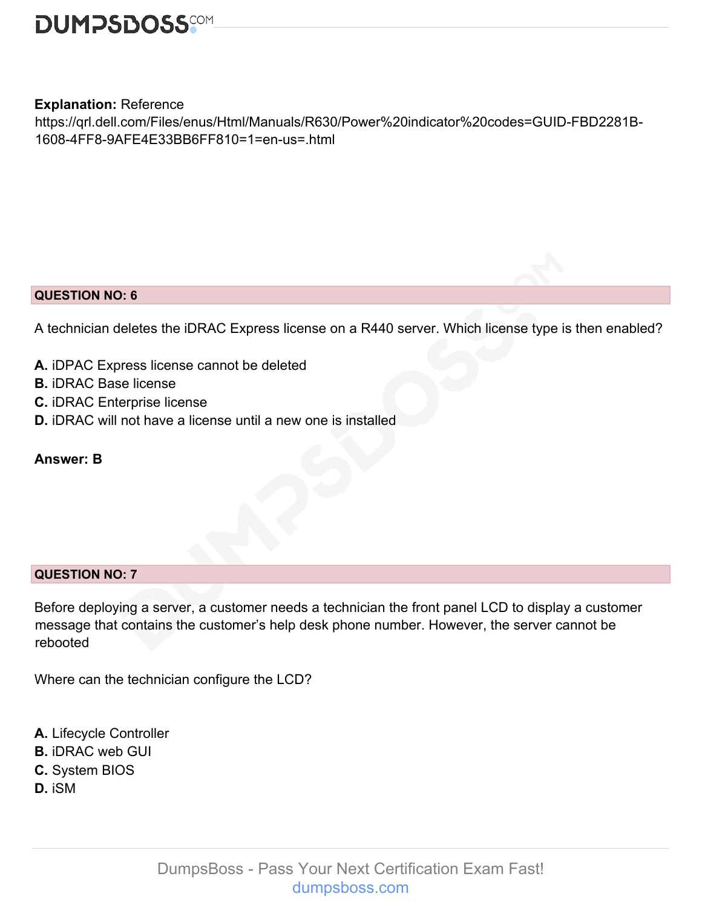**Explanation:** Reference
https://qrl.dell.com/Files/enus/Html/Manuals/R630/Power%20indicator%20codes=GUID-FBD2281B-1608-4FF8-9AFE4E33BB6FF810=1=en-us=.html

**QUESTION NO: 6**

A technician deletes the iDRAC Express license on a R440 server. Which license type is then enabled?

**A.** iDPAC Express license cannot be deleted
**B.** iDRAC Base license
**C.** iDRAC Enterprise license
**D.** iDRAC will not have a license until a new one is installed

**Answer: B**

**QUESTION NO: 7**

Before deploying a server, a customer needs a technician the front panel LCD to display a customer message that contains the customer's help desk phone number. However, the server cannot be rebooted

Where can the technician configure the LCD?

**A.** Lifecycle Controller
**B.** iDRAC web GUI
**C.** System BIOS
**D.** iSM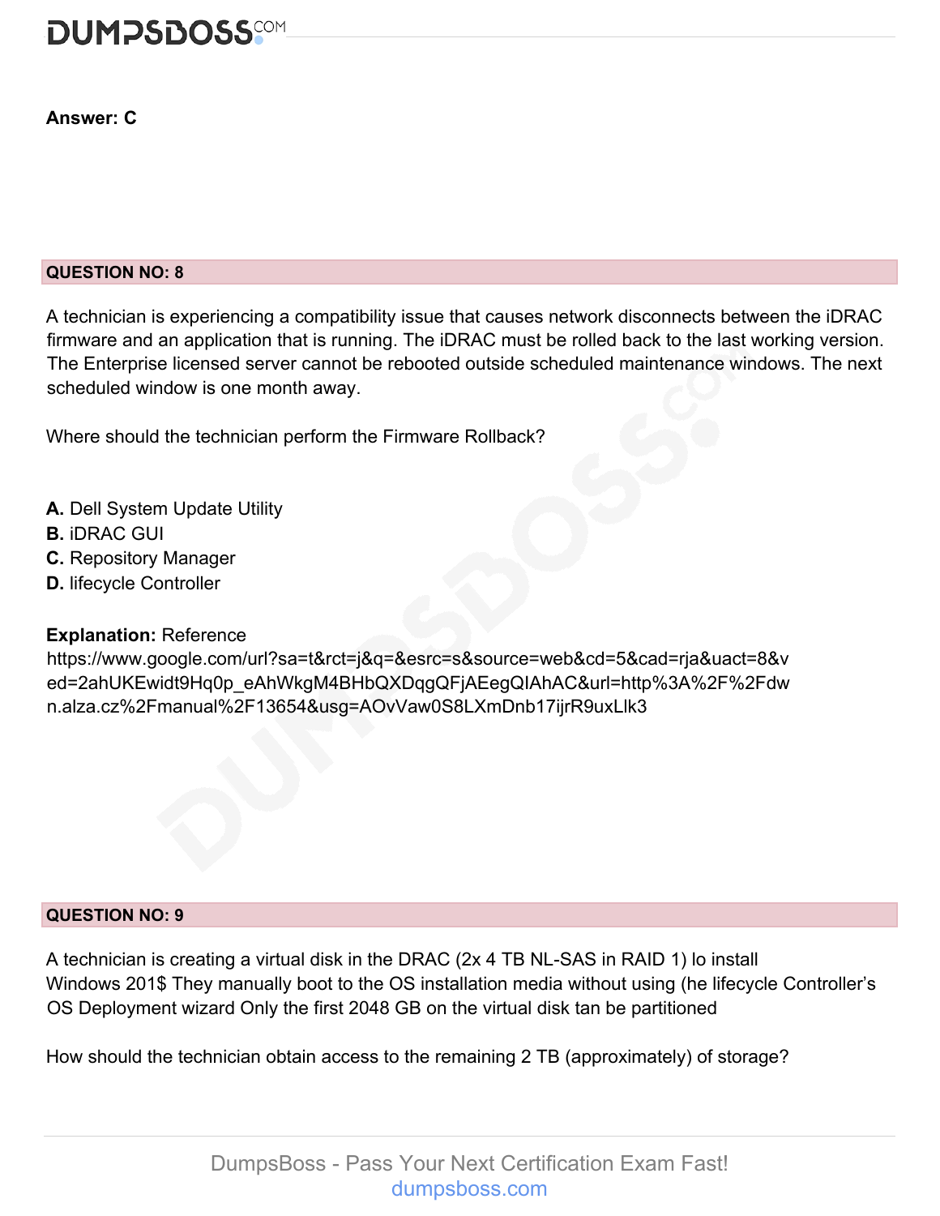**Answer: C**

## QUESTION NO: 8

A technician is experiencing a compatibility issue that causes network disconnects between the iDRAC firmware and an application that is running. The iDRAC must be rolled back to the last working version. The Enterprise licensed server cannot be rebooted outside scheduled maintenance windows. The next scheduled window is one month away.

Where should the technician perform the Firmware Rollback?

**A.** Dell System Update Utility
**B.** iDRAC GUI
**C.** Repository Manager
**D.** lifecycle Controller

**Explanation:** Reference
https://www.google.com/url?sa=t&rct=j&q=&esrc=s&source=web&cd=5&cad=rja&uact=8&ved=2ahUKEwidt9Hq0p_eAhWkgM4BHbQXDqgQFjAEegQIAhAC&url=http%3A%2F%2Fdwn.alza.cz%2Fmanual%2F13654&usg=AOvVaw0S8LXmDnb17ijrR9uxLlk3

## QUESTION NO: 9

A technician is creating a virtual disk in the DRAC (2x 4 TB NL-SAS in RAID 1) lo install Windows 201$ They manually boot to the OS installation media without using (he lifecycle Controller's OS Deployment wizard Only the first 2048 GB on the virtual disk tan be partitioned

How should the technician obtain access to the remaining 2 TB (approximately) of storage?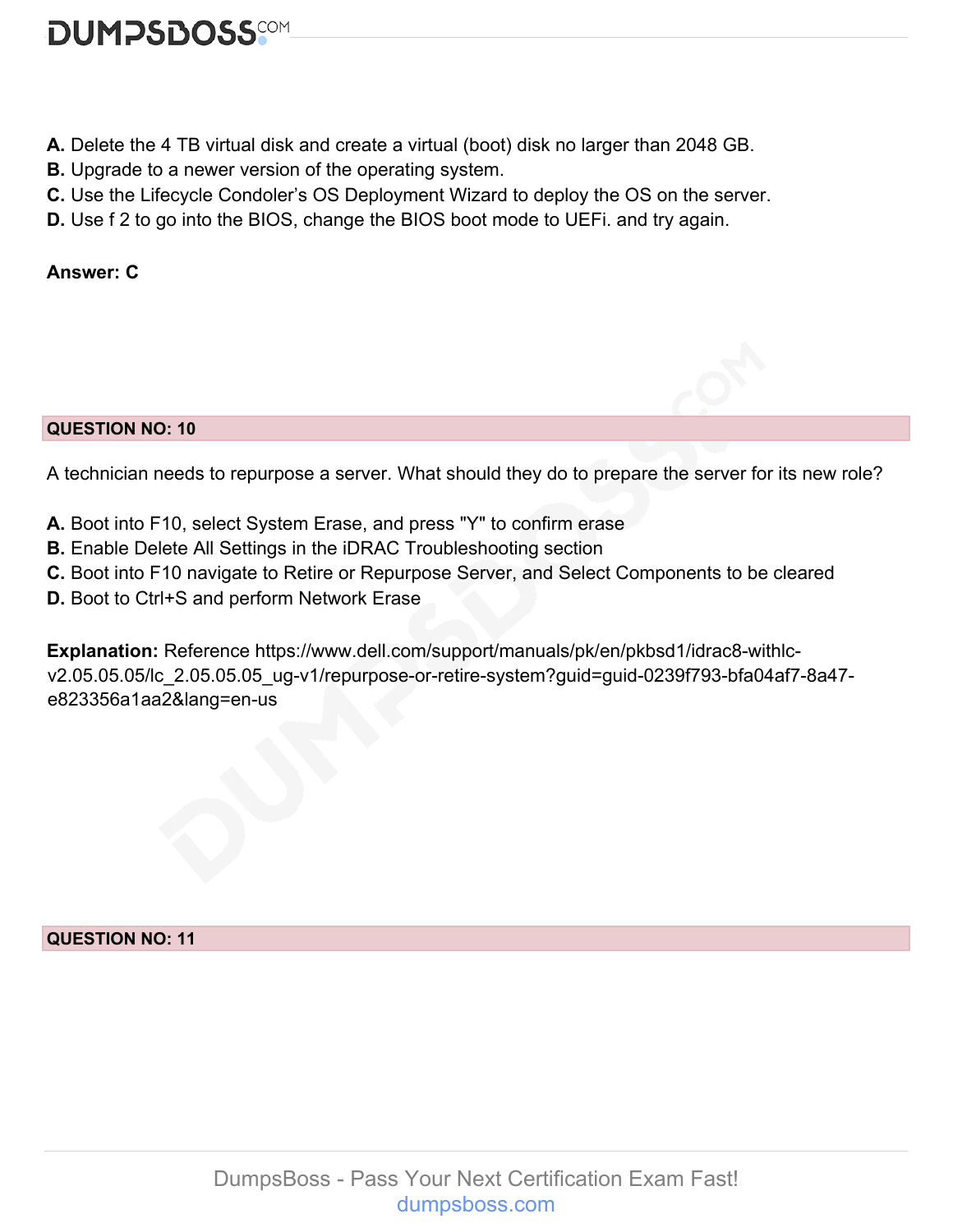**A.** Delete the 4 TB virtual disk and create a virtual (boot) disk no larger than 2048 GB.
**B.** Upgrade to a newer version of the operating system.
**C.** Use the Lifecycle Condoler's OS Deployment Wizard to deploy the OS on the server.
**D.** Use f 2 to go into the BIOS, change the BIOS boot mode to UEFi. and try again.

**Answer: C**

**QUESTION NO: 10**

A technician needs to repurpose a server. What should they do to prepare the server for its new role?

**A.** Boot into F10, select System Erase, and press "Y" to confirm erase
**B.** Enable Delete All Settings in the iDRAC Troubleshooting section
**C.** Boot into F10 navigate to Retire or Repurpose Server, and Select Components to be cleared
**D.** Boot to Ctrl+S and perform Network Erase

**Explanation:** Reference https://www.dell.com/support/manuals/pk/en/pkbsd1/idrac8-withlc-v2.05.05.05/lc_2.05.05.05_ug-v1/repurpose-or-retire-system?guid=guid-0239f793-bfa04af7-8a47-e823356a1aa2&lang=en-us

**QUESTION NO: 11**